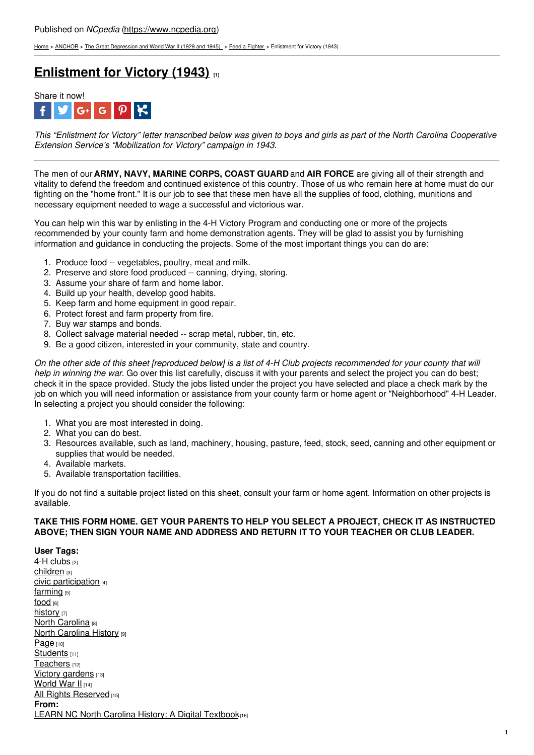Published on *NCpedia* (https://www.ncpedia.org)

Home > ANCHOR > The Great Depression and World War II (1929 and 1945) > Feed a Fighter > Enlistment for Victory (1943)

# Enlistment for Victory (1943) [1]

Share it now!

*This "Enlistment for Victory" letter transcribed below was given to boys and girls as part of the North Carolina Cooperative Extension Service's "Mobilization for Victory" campaign in 1943.*

---

The men of our **ARMY, NAVY, MARINE CORPS, COAST GUARD** and **AIR FORCE** are giving all of their strength and vitality to defend the freedom and continued existence of this country. Those of us who remain here at home must do our fighting on the "home front." It is our job to see that these men have all the supplies of food, clothing, munitions and necessary equipment needed to wage a successful and victorious war.

You can help win this war by enlisting in the 4-H Victory Program and conducting one or more of the projects recommended by your county farm and home demonstration agents. They will be glad to assist you by furnishing information and guidance in conducting the projects. Some of the most important things you can do are:

1. Produce food -- vegetables, poultry, meat and milk.
2. Preserve and store food produced -- canning, drying, storing.
3. Assume your share of farm and home labor.
4. Build up your health, develop good habits.
5. Keep farm and home equipment in good repair.
6. Protect forest and farm property from fire.
7. Buy war stamps and bonds.
8. Collect salvage material needed -- scrap metal, rubber, tin, etc.
9. Be a good citizen, interested in your community, state and country.

*On the other side of this sheet [reproduced below] is a list of 4-H Club projects recommended for your county that will help in winning the war.* Go over this list carefully, discuss it with your parents and select the project you can do best; check it in the space provided. Study the jobs listed under the project you have selected and place a check mark by the job on which you will need information or assistance from your county farm or home agent or "Neighborhood" 4-H Leader. In selecting a project you should consider the following:

1. What you are most interested in doing.
2. What you can do best.
3. Resources available, such as land, machinery, housing, pasture, feed, stock, seed, canning and other equipment or supplies that would be needed.
4. Available markets.
5. Available transportation facilities.

If you do not find a suitable project listed on this sheet, consult your farm or home agent. Information on other projects is available.

**TAKE THIS FORM HOME. GET YOUR PARENTS TO HELP YOU SELECT A PROJECT, CHECK IT AS INSTRUCTED ABOVE; THEN SIGN YOUR NAME AND ADDRESS AND RETURN IT TO YOUR TEACHER OR CLUB LEADER.**

**User Tags:**
4-H clubs [2]
children [3]
civic participation [4]
farming [5]
food [6]
history [7]
North Carolina [8]
North Carolina History [9]
Page [10]
Students [11]
Teachers [12]
Victory gardens [13]
World War II [14]
All Rights Reserved [15]
**From:**
LEARN NC North Carolina History: A Digital Textbook [16]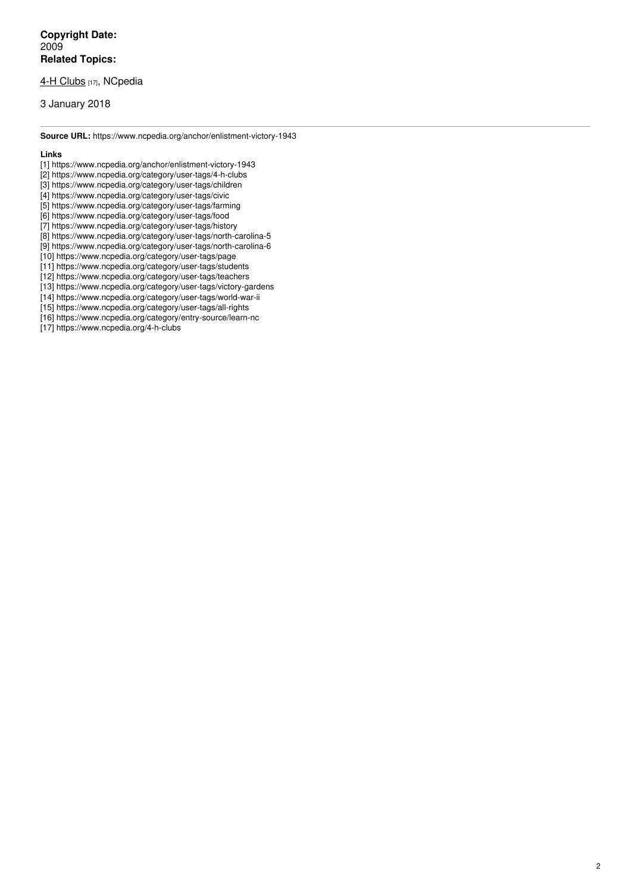**Copyright Date:**
2009
**Related Topics:**

4-H Clubs [17], NCpedia

3 January 2018

---

**Source URL:** https://www.ncpedia.org/anchor/enlistment-victory-1943

**Links**
[1] https://www.ncpedia.org/anchor/enlistment-victory-1943
[2] https://www.ncpedia.org/category/user-tags/4-h-clubs
[3] https://www.ncpedia.org/category/user-tags/children
[4] https://www.ncpedia.org/category/user-tags/civic
[5] https://www.ncpedia.org/category/user-tags/farming
[6] https://www.ncpedia.org/category/user-tags/food
[7] https://www.ncpedia.org/category/user-tags/history
[8] https://www.ncpedia.org/category/user-tags/north-carolina-5
[9] https://www.ncpedia.org/category/user-tags/north-carolina-6
[10] https://www.ncpedia.org/category/user-tags/page
[11] https://www.ncpedia.org/category/user-tags/students
[12] https://www.ncpedia.org/category/user-tags/teachers
[13] https://www.ncpedia.org/category/user-tags/victory-gardens
[14] https://www.ncpedia.org/category/user-tags/world-war-ii
[15] https://www.ncpedia.org/category/user-tags/all-rights
[16] https://www.ncpedia.org/category/entry-source/learn-nc
[17] https://www.ncpedia.org/4-h-clubs